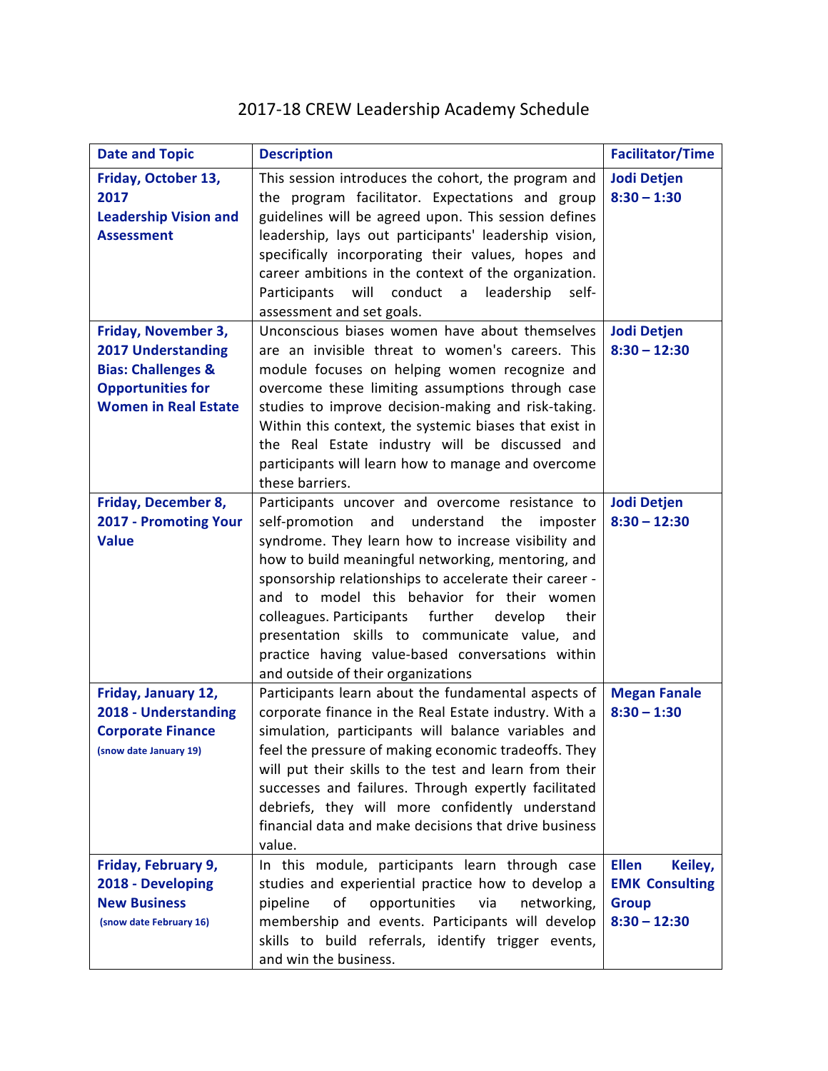# 2017-18 CREW Leadership Academy Schedule

| Date and Topic | Description | Facilitator/Time |
| --- | --- | --- |
| **Friday, October 13, 2017 Leadership Vision and Assessment** | This session introduces the cohort, the program and the program facilitator. Expectations and group guidelines will be agreed upon. This session defines leadership, lays out participants' leadership vision, specifically incorporating their values, hopes and career ambitions in the context of the organization. Participants will conduct a leadership self-assessment and set goals. | **Jodi Detjen 8:30 – 1:30** |
| **Friday, November 3, 2017 Understanding Bias: Challenges & Opportunities for Women in Real Estate** | Unconscious biases women have about themselves are an invisible threat to women's careers. This module focuses on helping women recognize and overcome these limiting assumptions through case studies to improve decision-making and risk-taking. Within this context, the systemic biases that exist in the Real Estate industry will be discussed and participants will learn how to manage and overcome these barriers. | **Jodi Detjen 8:30 – 12:30** |
| **Friday, December 8, 2017 - Promoting Your Value** | Participants uncover and overcome resistance to self-promotion and understand the imposter syndrome. They learn how to increase visibility and how to build meaningful networking, mentoring, and sponsorship relationships to accelerate their career - and to model this behavior for their women colleagues. Participants further develop their presentation skills to communicate value, and practice having value-based conversations within and outside of their organizations | **Jodi Detjen 8:30 – 12:30** |
| **Friday, January 12, 2018 - Understanding Corporate Finance** (snow date January 19) | Participants learn about the fundamental aspects of corporate finance in the Real Estate industry. With a simulation, participants will balance variables and feel the pressure of making economic tradeoffs. They will put their skills to the test and learn from their successes and failures. Through expertly facilitated debriefs, they will more confidently understand financial data and make decisions that drive business value. | **Megan Fanale 8:30 – 1:30** |
| **Friday, February 9, 2018 - Developing New Business** (snow date February 16) | In this module, participants learn through case studies and experiential practice how to develop a pipeline of opportunities via networking, membership and events. Participants will develop skills to build referrals, identify trigger events, and win the business. | **Ellen Keiley, EMK Consulting Group 8:30 – 12:30** |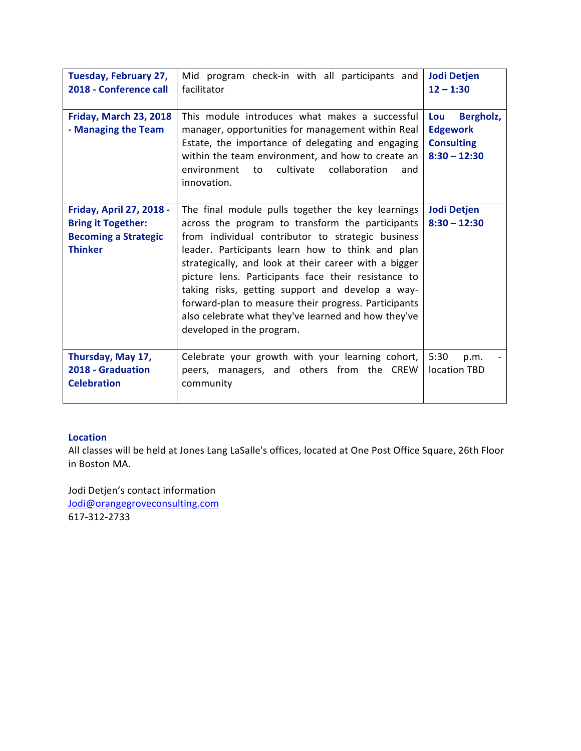| | | |
|---|---|---|
| **Tuesday, February 27, 2018 - Conference call** | Mid program check-in with all participants and facilitator | **Jodi Detjen 12 – 1:30** |
| **Friday, March 23, 2018 - Managing the Team** | This module introduces what makes a successful manager, opportunities for management within Real Estate, the importance of delegating and engaging within the team environment, and how to create an environment to cultivate collaboration and innovation. | **Lou Bergholz, Edgework Consulting 8:30 – 12:30** |
| **Friday, April 27, 2018 - Bring it Together: Becoming a Strategic Thinker** | The final module pulls together the key learnings across the program to transform the participants from individual contributor to strategic business leader. Participants learn how to think and plan strategically, and look at their career with a bigger picture lens. Participants face their resistance to taking risks, getting support and develop a way-forward-plan to measure their progress. Participants also celebrate what they've learned and how they've developed in the program. | **Jodi Detjen 8:30 – 12:30** |
| **Thursday, May 17, 2018 - Graduation Celebration** | Celebrate your growth with your learning cohort, peers, managers, and others from the CREW community | 5:30 p.m. - location TBD |

**Location**

All classes will be held at Jones Lang LaSalle's offices, located at One Post Office Square, 26th Floor in Boston MA.

Jodi Detjen's contact information
Jodi@orangegroveconsulting.com
617-312-2733